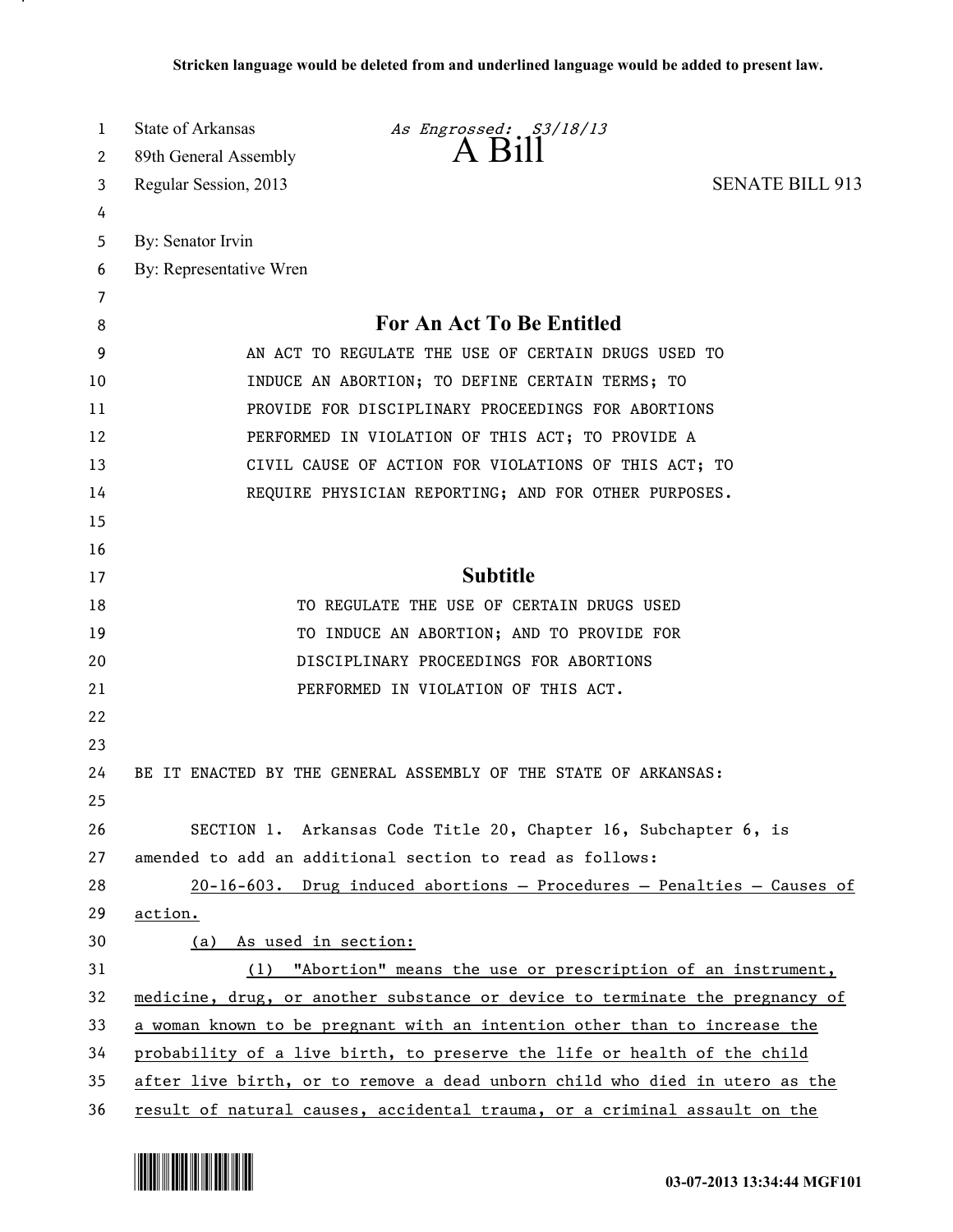**Stricken language would be deleted from and underlined language would be added to present law.**

State of Arkansas *As Engrossed: S3/18/13*

89th General Assembly **A Bill**

Regular Session, 2013 SENATE BILL 913

By: Senator Irvin

By: Representative Wren

## For An Act To Be Entitled

AN ACT TO REGULATE THE USE OF CERTAIN DRUGS USED TO INDUCE AN ABORTION; TO DEFINE CERTAIN TERMS; TO PROVIDE FOR DISCIPLINARY PROCEEDINGS FOR ABORTIONS PERFORMED IN VIOLATION OF THIS ACT; TO PROVIDE A CIVIL CAUSE OF ACTION FOR VIOLATIONS OF THIS ACT; TO REQUIRE PHYSICIAN REPORTING; AND FOR OTHER PURPOSES.

## Subtitle

TO REGULATE THE USE OF CERTAIN DRUGS USED TO INDUCE AN ABORTION; AND TO PROVIDE FOR DISCIPLINARY PROCEEDINGS FOR ABORTIONS PERFORMED IN VIOLATION OF THIS ACT.

BE IT ENACTED BY THE GENERAL ASSEMBLY OF THE STATE OF ARKANSAS:

SECTION 1. Arkansas Code Title 20, Chapter 16, Subchapter 6, is amended to add an additional section to read as follows:

20-16-603. Drug induced abortions — Procedures — Penalties — Causes of action.

(a) As used in section:

(1) "Abortion" means the use or prescription of an instrument, medicine, drug, or another substance or device to terminate the pregnancy of a woman known to be pregnant with an intention other than to increase the probability of a live birth, to preserve the life or health of the child after live birth, or to remove a dead unborn child who died in utero as the result of natural causes, accidental trauma, or a criminal assault on the

03-07-2013 13:34:44 MGF101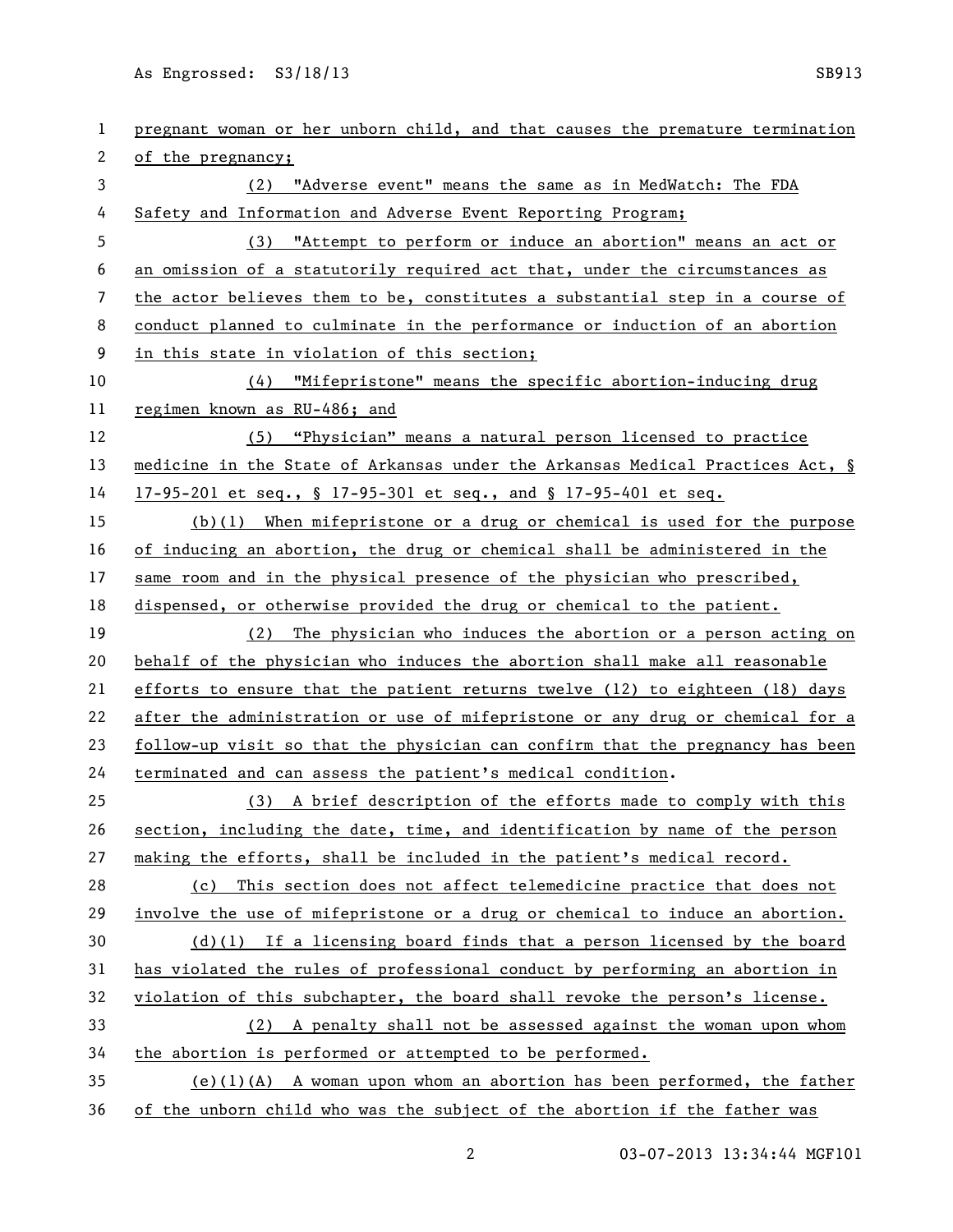pregnant woman or her unborn child, and that causes the premature termination of the pregnancy;

(2) "Adverse event" means the same as in MedWatch: The FDA Safety and Information and Adverse Event Reporting Program;

(3) "Attempt to perform or induce an abortion" means an act or an omission of a statutorily required act that, under the circumstances as the actor believes them to be, constitutes a substantial step in a course of conduct planned to culminate in the performance or induction of an abortion in this state in violation of this section;

(4) "Mifepristone" means the specific abortion-inducing drug regimen known as RU-486; and

(5) "Physician" means a natural person licensed to practice medicine in the State of Arkansas under the Arkansas Medical Practices Act, § 17-95-201 et seq., § 17-95-301 et seq., and § 17-95-401 et seq.

(b)(1) When mifepristone or a drug or chemical is used for the purpose of inducing an abortion, the drug or chemical shall be administered in the same room and in the physical presence of the physician who prescribed, dispensed, or otherwise provided the drug or chemical to the patient.

(2) The physician who induces the abortion or a person acting on behalf of the physician who induces the abortion shall make all reasonable efforts to ensure that the patient returns twelve (12) to eighteen (18) days after the administration or use of mifepristone or any drug or chemical for a follow-up visit so that the physician can confirm that the pregnancy has been terminated and can assess the patient's medical condition.

(3) A brief description of the efforts made to comply with this section, including the date, time, and identification by name of the person making the efforts, shall be included in the patient's medical record.

(c) This section does not affect telemedicine practice that does not involve the use of mifepristone or a drug or chemical to induce an abortion.

(d)(1) If a licensing board finds that a person licensed by the board has violated the rules of professional conduct by performing an abortion in violation of this subchapter, the board shall revoke the person's license.

(2) A penalty shall not be assessed against the woman upon whom the abortion is performed or attempted to be performed.

(e)(1)(A) A woman upon whom an abortion has been performed, the father of the unborn child who was the subject of the abortion if the father was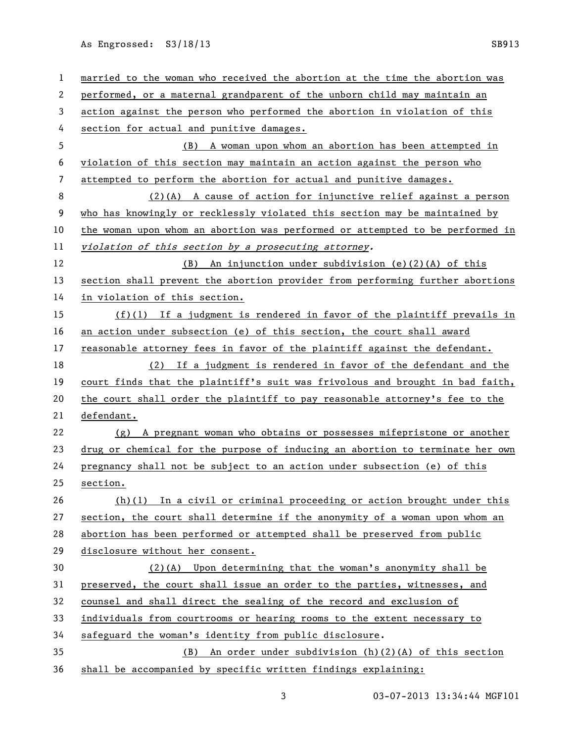married to the woman who received the abortion at the time the abortion was performed, or a maternal grandparent of the unborn child may maintain an action against the person who performed the abortion in violation of this section for actual and punitive damages.

(B) A woman upon whom an abortion has been attempted in violation of this section may maintain an action against the person who attempted to perform the abortion for actual and punitive damages.

(2)(A) A cause of action for injunctive relief against a person who has knowingly or recklessly violated this section may be maintained by the woman upon whom an abortion was performed or attempted to be performed in *violation of this section by a prosecuting attorney*.

(B) An injunction under subdivision (e)(2)(A) of this section shall prevent the abortion provider from performing further abortions in violation of this section.

(f)(1) If a judgment is rendered in favor of the plaintiff prevails in an action under subsection (e) of this section, the court shall award reasonable attorney fees in favor of the plaintiff against the defendant.

(2) If a judgment is rendered in favor of the defendant and the court finds that the plaintiff's suit was frivolous and brought in bad faith, the court shall order the plaintiff to pay reasonable attorney's fee to the defendant.

(g) A pregnant woman who obtains or possesses mifepristone or another drug or chemical for the purpose of inducing an abortion to terminate her own pregnancy shall not be subject to an action under subsection (e) of this section.

(h)(1) In a civil or criminal proceeding or action brought under this section, the court shall determine if the anonymity of a woman upon whom an abortion has been performed or attempted shall be preserved from public disclosure without her consent.

(2)(A) Upon determining that the woman's anonymity shall be preserved, the court shall issue an order to the parties, witnesses, and counsel and shall direct the sealing of the record and exclusion of individuals from courtrooms or hearing rooms to the extent necessary to safeguard the woman's identity from public disclosure.

(B) An order under subdivision (h)(2)(A) of this section shall be accompanied by specific written findings explaining: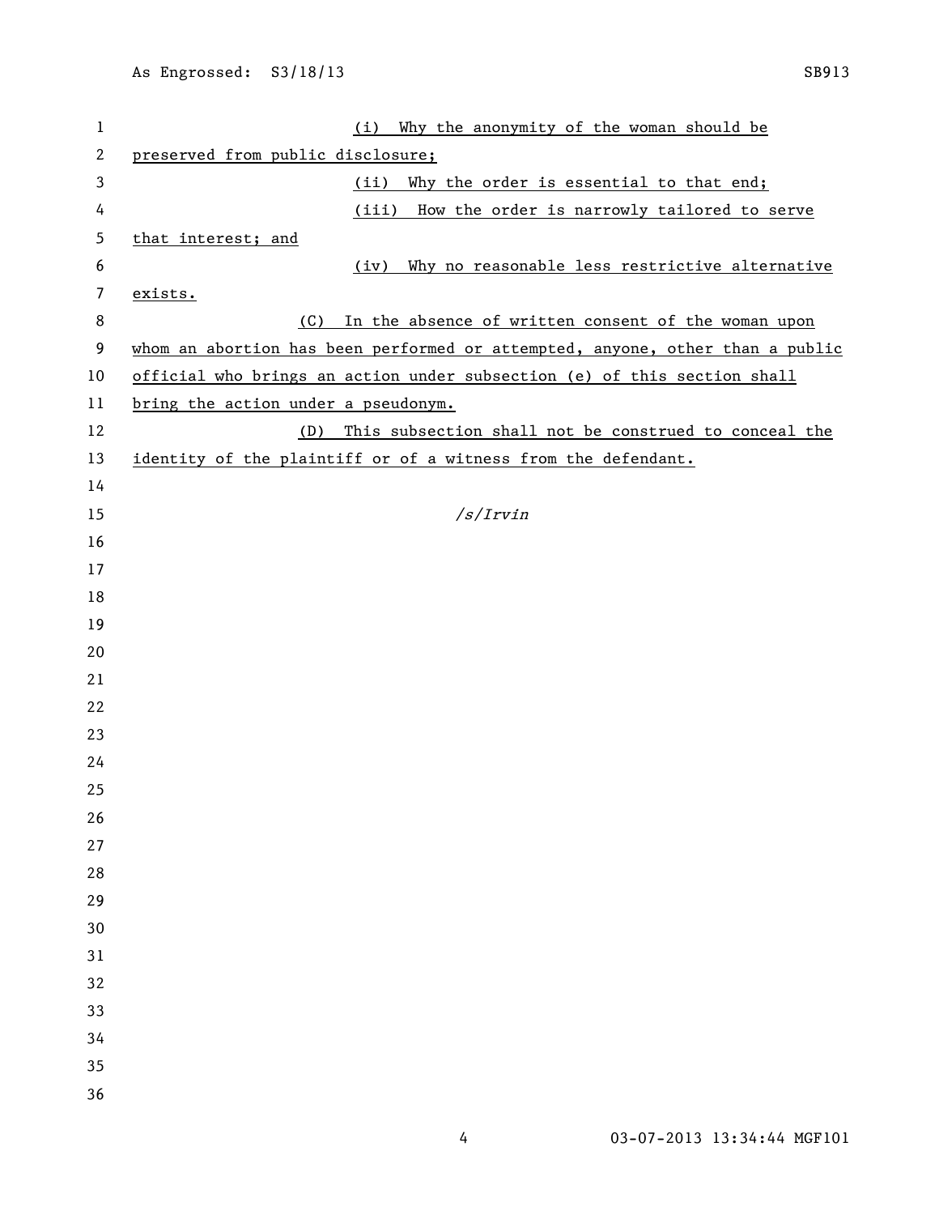(i) Why the anonymity of the woman should be preserved from public disclosure;

(ii) Why the order is essential to that end;

(iii) How the order is narrowly tailored to serve that interest; and

(iv) Why no reasonable less restrictive alternative exists.

(C) In the absence of written consent of the woman upon whom an abortion has been performed or attempted, anyone, other than a public official who brings an action under subsection (e) of this section shall bring the action under a pseudonym.

(D) This subsection shall not be construed to conceal the identity of the plaintiff or of a witness from the defendant.

*/s/Irvin*